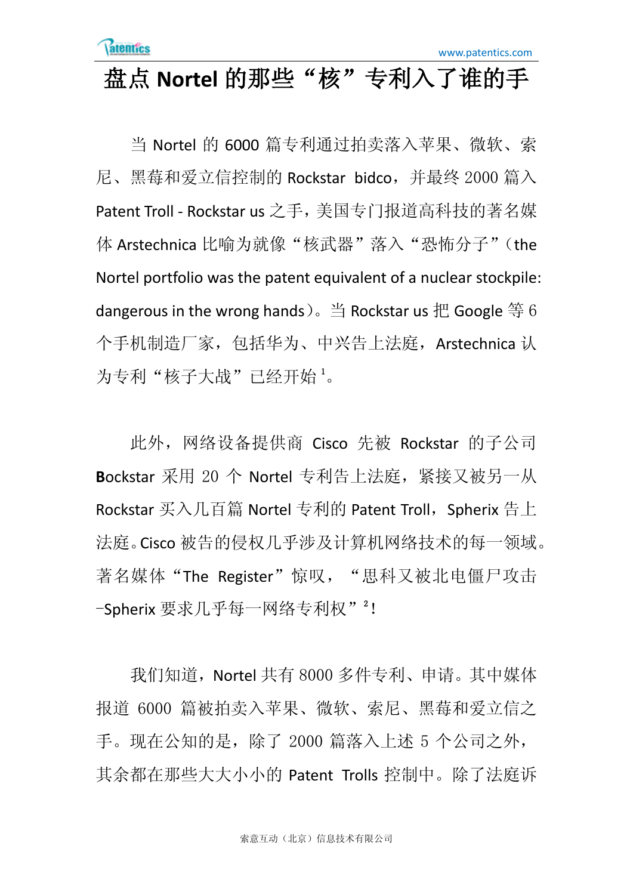# 盘点 Nortel 的那些"核"专利入了谁的手

当 Nortel 的 6000 篇专利通过拍卖落入苹果、微软、索尼、黑莓和爱立信控制的 Rockstar bidco，并最终 2000 篇入 Patent Troll - Rockstar us 之手，美国专门报道高科技的著名媒体 Arstechnica 比喻为就像"核武器"落入"恐怖分子"（the Nortel portfolio was the patent equivalent of a nuclear stockpile: dangerous in the wrong hands）。当 Rockstar us 把 Google 等 6 个手机制造厂家，包括华为、中兴告上法庭，Arstechnica 认为专利"核子大战"已经开始[1]。

此外，网络设备提供商 Cisco 先被 Rockstar 的子公司 Bockstar 采用 20 个 Nortel 专利告上法庭，紧接又被另一从 Rockstar 买入几百篇 Nortel 专利的 Patent Troll，Spherix 告上法庭。Cisco 被告的侵权几乎涉及计算机网络技术的每一领域。著名媒体"The Register"惊叹，"思科又被北电僵尸攻击 –Spherix 要求几乎每一网络专利权"[2]！

我们知道，Nortel 共有 8000 多件专利、申请。其中媒体报道 6000 篇被拍卖入苹果、微软、索尼、黑莓和爱立信之手。现在公知的是，除了 2000 篇落入上述 5 个公司之外，其余都在那些大大小小的 Patent Trolls 控制中。除了法庭诉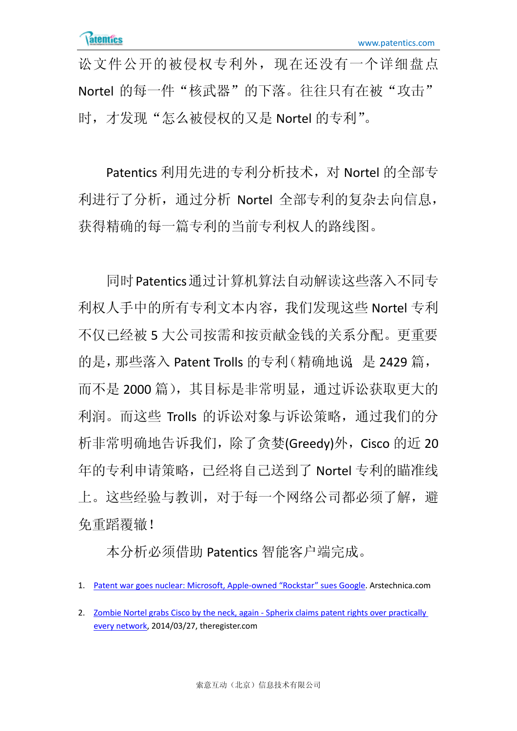讼文件公开的被侵权专利外，现在还没有一个详细盘点 Nortel 的每一件“核武器”的下落。往往只有在被“攻击”时，才发现“怎么被侵权的又是 Nortel 的专利”。

Patentics 利用先进的专利分析技术，对 Nortel 的全部专利进行了分析，通过分析 Nortel 全部专利的复杂去向信息，获得精确的每一篇专利的当前专利权人的路线图。

同时 Patentics 通过计算机算法自动解读这些落入不同专利权人手中的所有专利文本内容，我们发现这些 Nortel 专利不仅已经被 5 大公司按需和按贡献金钱的关系分配。更重要的是，那些落入 Patent Trolls 的专利（精确地说 是 2429 篇，而不是 2000 篇），其目标是非常明显，通过诉讼获取更大的利润。而这些 Trolls 的诉讼对象与诉讼策略，通过我们的分析非常明确地告诉我们，除了贪婪(Greedy)外，Cisco 的近 20 年的专利申请策略，已经将自己送到了 Nortel 专利的瞄准线上。这些经验与教训，对于每一个网络公司都必须了解，避免重蹈覆辙！

本分析必须借助 Patentics 智能客户端完成。

1. Patent war goes nuclear: Microsoft, Apple-owned “Rockstar” sues Google. Arstechnica.com
2. Zombie Nortel grabs Cisco by the neck, again - Spherix claims patent rights over practically every network, 2014/03/27, theregister.com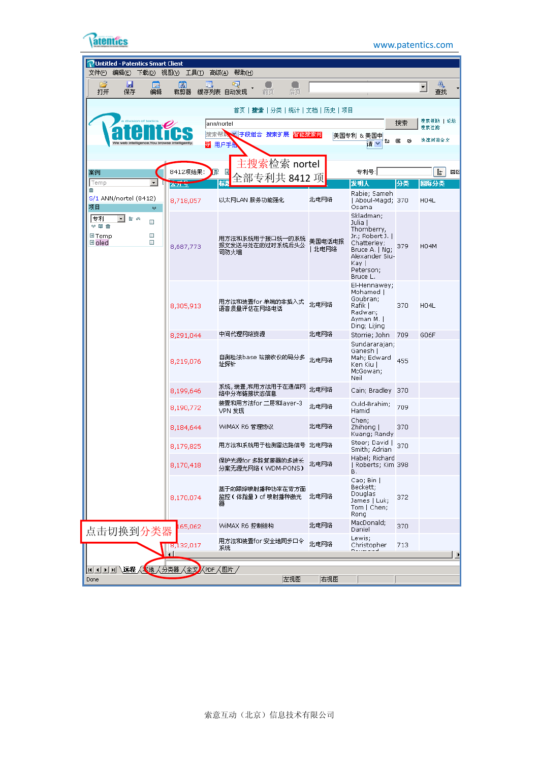主搜索检索 nortel
全部专利共 8412 项

8412项结果:

| 公开号 | 标题 | | 发明人 | 分类 | 国际分类 |
|---|---|---|---|---|---|
| 8,718,057 | 以太网LAN 服务功能强化 | 北电网络 | Rabie; Sameh \| Aboul-Magd; Osama | 370 | H04L |
| 8,687,773 | 用方法和系统用于接口统一的系统报文发送与处在的过时系统后头公司防火墙 | 美国电话电报 \| 北电网络 | Skladman; Julia \| Thornberry, Jr.; Robert J. \| Chatterley; Bruce A. \| Ng; Alexander Siu-Kay \| Peterson; Bruce L. | 379 | H04M |
| 8,305,913 | 用方法和装置for 单端的非插入式语音质量评估在网络电话 | 北电网络 | El-Hennawey; Mohamed \| Goubran; Rafik \| Radwan; Ayman M. \| Ding; Lijing | 370 | H04L |
| 8,291,044 | 中间代理网络资源 | 北电网络 | Storrie; John | 709 | G06F |
| 8,219,076 | 自测检法base 站接收仪的码分多址探针 | 北电网络 | Sundararajan; Ganesh \| Mah; Edward Ken Kiu \| McGowan; Neil | 455 | |
| 8,199,646 | 系统, 装置, 和用方法用于在通信网络中分布链接状态信息 | 北电网络 | Cain; Bradley | 370 | |
| 8,190,772 | 装置和用方法for 二层和layer-3 VPN 发现 | 北电网络 | Ould-Brahim; Hamid | 709 | |
| 8,184,644 | WiMAX R6 管理协议 | 北电网络 | Chen; Zhihong \| Kuang; Randy | 370 | |
| 8,179,825 | 用方法和系统用于检测雷达路信号 | 北电网络 | Steer; David \| Smith; Adrian | 370 | |
| 8,170,418 | 保护光源for 多路复接器的多波长分案无源光网络（WDM-PONS） | 北电网络 | Habel; Richard \| Roberts; Kim B. | 398 | |
| 8,170,074 | 基于的跟踪喷射播种功率在背方面监控（体指量）of 喷射播种激光器 | 北电网络 | Cao; Bin \| Beckett; Douglas James \| Luk; Tom \| Chen; Rong | 372 | |
| 8,165,062 | WiMAX R6 控制结构 | 北电网络 | MacDonald; Daniel | 370 | |
| 8,132,017 | 用方法和装置for 安全地同步口令系统 | 北电网络 | Lewis; Christopher | 713 | |

点击切换到分类器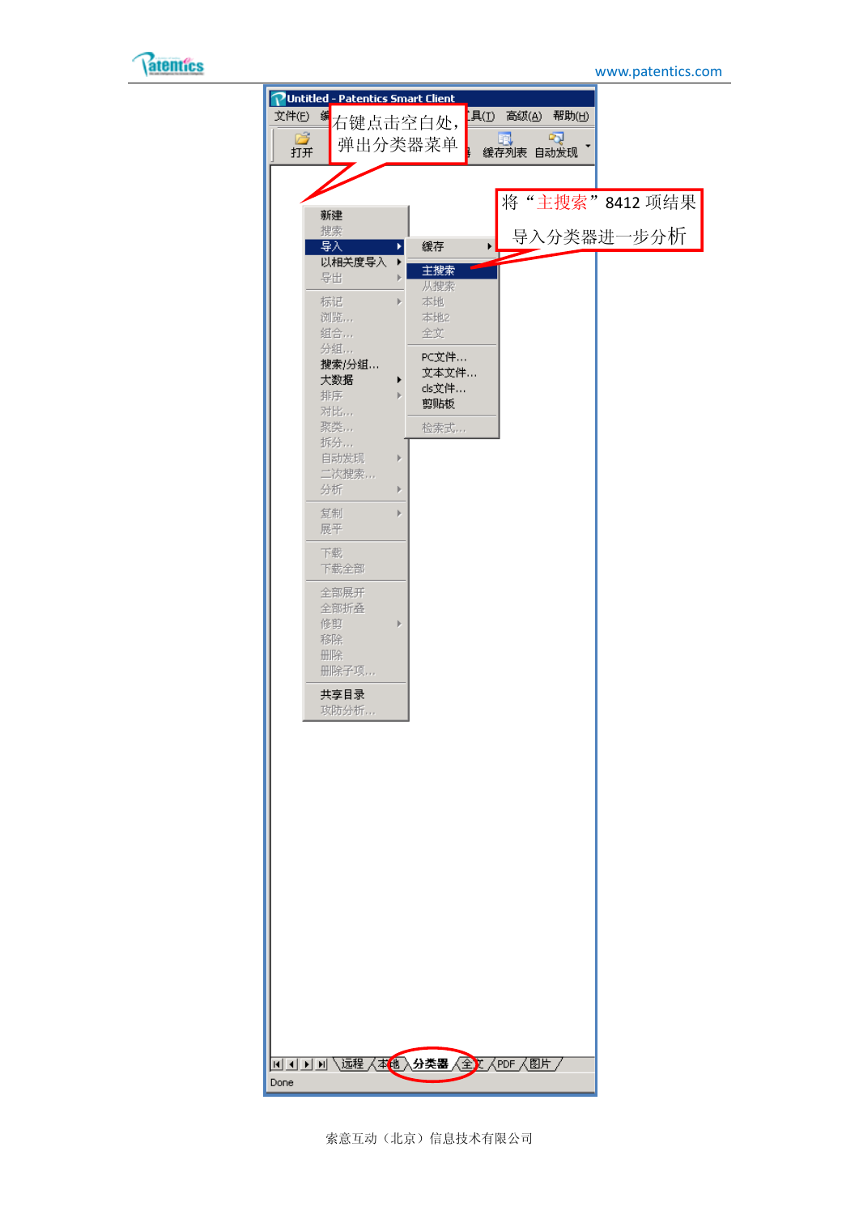右键点击空白处，弹出分类器菜单

将“主搜索”8412 项结果导入分类器进一步分析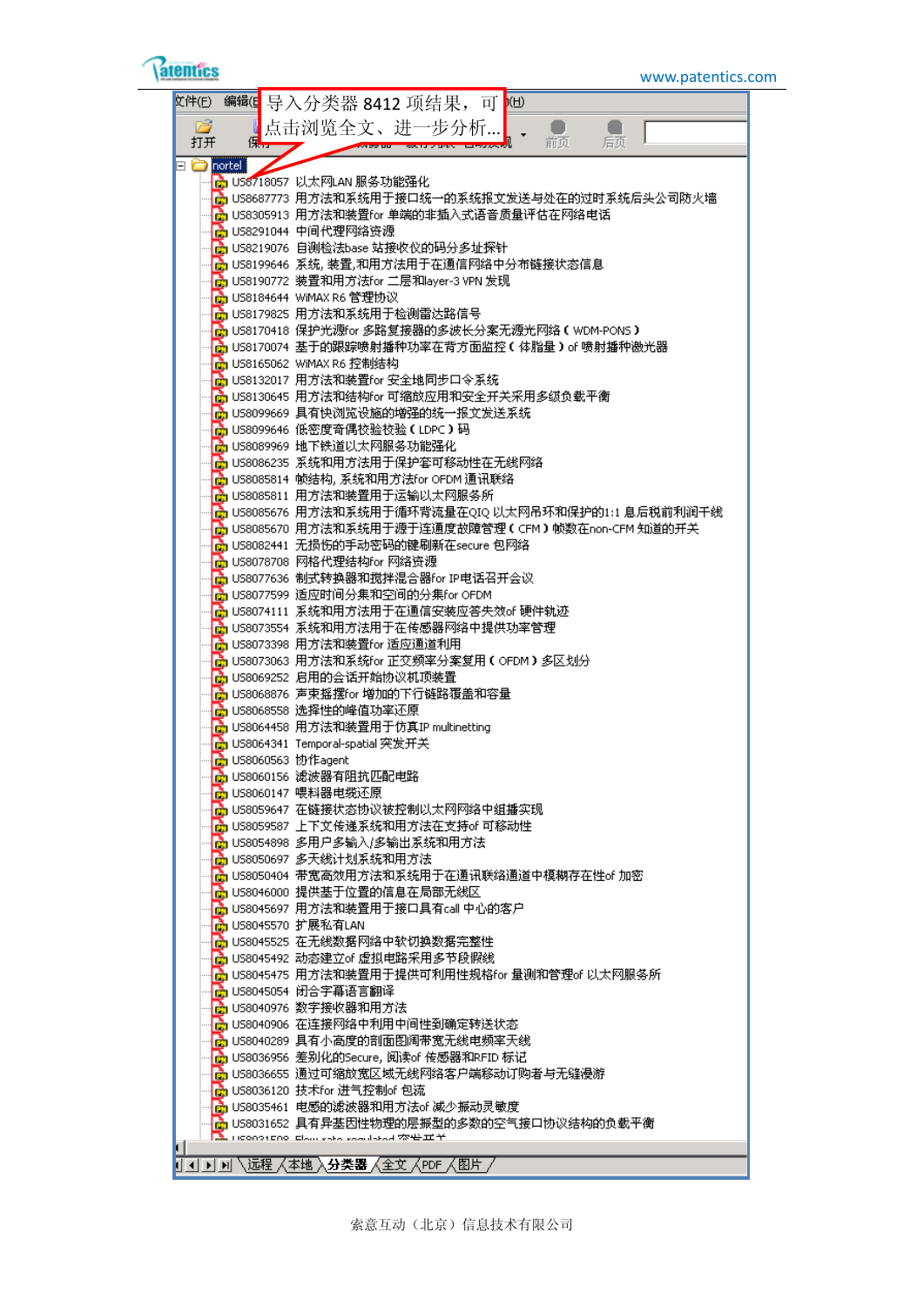导入分类器 8412 项结果，可点击浏览全文、进一步分析...

nortel

- US8718057 以太网LAN 服务功能强化
- US8687773 用方法和系统用于接口统一的系统报文发送与处在的过时系统后头公司防火墙
- US8305913 用方法和装置for 单端的非插入式语音质量评估在网络电话
- US8291044 中间代理网络资源
- US8219076 自测检法base 站接收仪的码分多址探针
- US8199646 系统, 装置,和用方法用于在通信网络中分布链接状态信息
- US8190772 装置和用方法for 二层和layer-3 VPN 发现
- US8184644 WiMAX R6 管理协议
- US8179825 用方法和系统用于检测雷达路信号
- US8170418 保护光源for 多路复接器的多波长分案无源光网络（WDM-PONS）
- US8170074 基于的跟踪喷射播种功率在背方面监控（体脂量）of 喷射播种激光器
- US8165062 WiMAX R6 控制结构
- US8132017 用方法和装置for 安全地同步口令系统
- US8130645 用方法和结构for 可缩放应用和安全开关采用多级负载平衡
- US8099669 具有快浏览设施的增强的统一报文发送系统
- US8099646 低密度奇偶校验校验（LDPC）码
- US8089969 地下铁道以太网服务功能强化
- US8086235 系统和用方法用于保护套可移动性在无线网络
- US8085814 帧结构, 系统和用方法for OFDM 通讯联络
- US8085811 用方法和装置用于运输以太网服务所
- US8085676 用方法和系统用于循环背流量在QIQ 以太网吊环和保护的1:1 息后税前利润干线
- US8085670 用方法和系统用于源于连通度故障管理（CFM）帧数在non-CFM 知道的开关
- US8082441 无损伤的手动密码的键刷新在secure 包网络
- US8078708 网格代理结构for 网络资源
- US8077636 制式转换器和搅拌混合器for IP电话召开会议
- US8077599 适应时间分集和空间的分集for OFDM
- US8074111 系统和用方法用于在通信安装应答失效of 硬件轨迹
- US8073554 系统和用方法用于在传感器网络中提供功率管理
- US8073398 用方法和装置for 适应通道利用
- US8073063 用方法和系统for 正交频率分案复用（OFDM）多区划分
- US8069252 启用的会话开始协议机顶装置
- US8068876 声束摇摆for 增加的下行链路覆盖和容量
- US8068558 选择性的峰值功率还原
- US8064458 用方法和装置用于仿真IP multinetting
- US8064341 Temporal-spatial 突发开关
- US8060563 协作agent
- US8060156 滤波器有阻抗匹配电路
- US8060147 喂料器电缆还原
- US8059647 在链接状态协议被控制以太网网络中组播实现
- US8059587 上下文传递系统和用方法在支持of 可移动性
- US8054898 多用户多输入/多输出系统和用方法
- US8050697 多天线计划系统和用方法
- US8050404 带宽高效用方法和系统用于在通讯联络通道中模糊存在性of 加密
- US8046000 提供基于位置的信息在局部无线区
- US8045697 用方法和装置用于接口具有call 中心的客户
- US8045570 扩展私有LAN
- US8045525 在无线数据网络中软切换数据完整性
- US8045492 动态建立of 虚拟电路采用多节段假线
- US8045475 用方法和装置用于提供可利用性规格for 量测和管理of 以太网服务所
- US8045054 闭合字幕语言翻译
- US8040976 数字接收器和用方法
- US8040906 在连接网络中利用中间性到确定转送状态
- US8040289 具有小高度的剖面图阔带宽无线电频率天线
- US8036956 差別化的Secure, 阅读of 传感器和RFID 标记
- US8036655 通过可缩放宽区域无线网络客户端移动订购者与无缝漫游
- US8036120 技术for 进气控制of 包流
- US8035461 电感的滤波器和用方法of 减少振动灵敏度
- US8031652 具有异基因性物理的层振型的多数的空气接口协议结构的负载平衡

远程 本地 分类器 全文 PDF 图片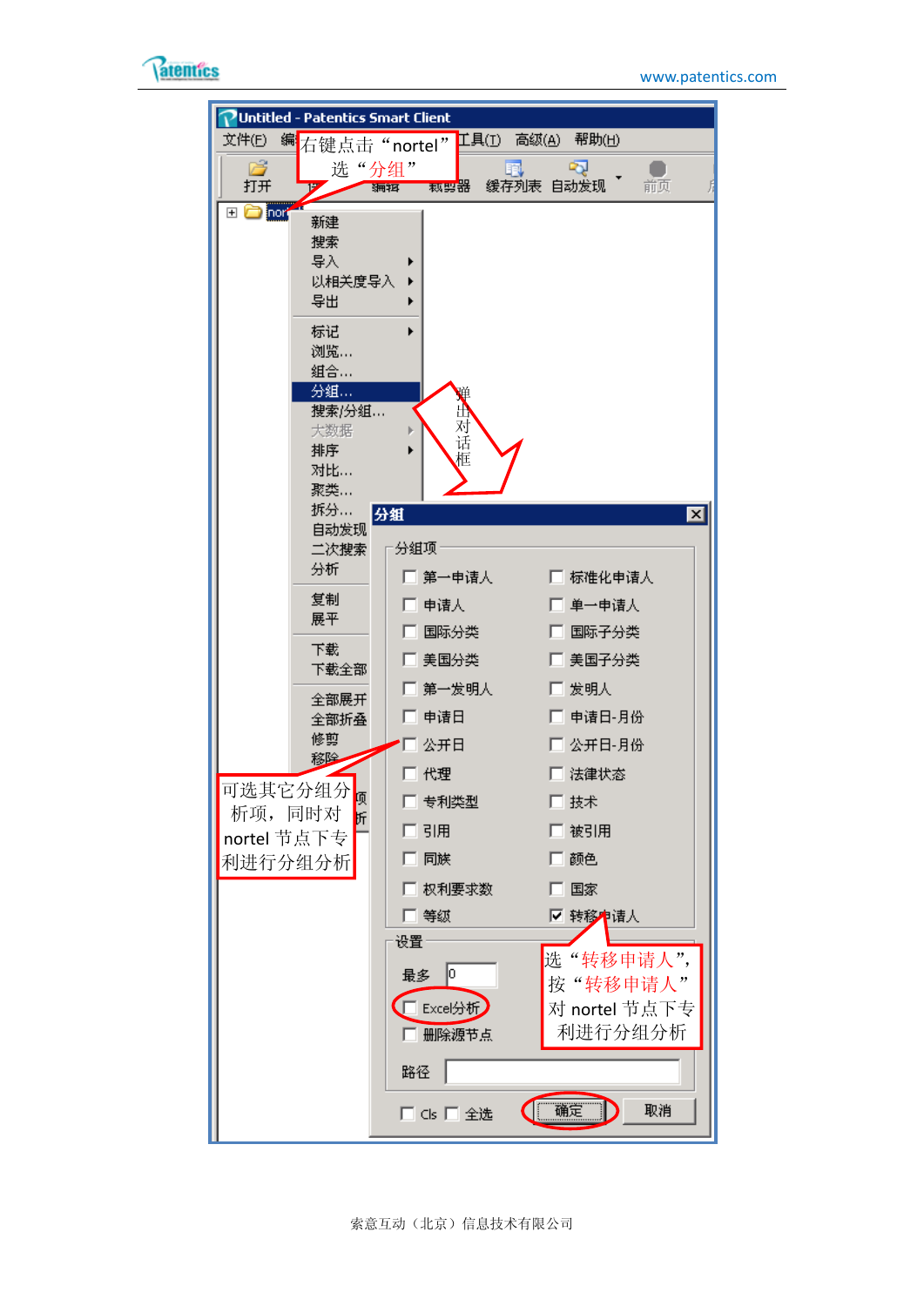Untitled - Patentics Smart Client

文件(F) 编辑 工具(T) 高级(A) 帮助(H)

打开 编辑 裁剪器 缓存列表 自动发现 前页

右键点击“nortel”选“分组”

新建
搜索
导入
以相关度导入
导出
标记
浏览...
组合...
分组...
搜索/分组...
大数据
排序
对比...
聚类...
拆分...
自动发现
二次搜索
分析
复制
展平
下载
下载全部
全部展开
全部折叠
修剪
移除

弹出对话框

**分组**

分组项

| | |
|---|---|
| ☐ 第一申请人 | ☐ 标准化申请人 |
| ☐ 申请人 | ☐ 单一申请人 |
| ☐ 国际分类 | ☐ 国际子分类 |
| ☐ 美国分类 | ☐ 美国子分类 |
| ☐ 第一发明人 | ☐ 发明人 |
| ☐ 申请日 | ☐ 申请日-月份 |
| ☐ 公开日 | ☐ 公开日-月份 |
| ☐ 代理 | ☐ 法律状态 |
| ☐ 专利类型 | ☐ 技术 |
| ☐ 引用 | ☐ 被引用 |
| ☐ 同族 | ☐ 颜色 |
| ☐ 权利要求数 | ☐ 国家 |
| ☐ 等级 | ☑ 转移申请人 |

设置

最多 0

☐ Excel分析

☐ 删除源节点

路径

☐ Cls ☐ 全选 确定 取消

可选其它分组分析项，同时对nortel节点下专利进行分组分析

选“转移申请人”，按“转移申请人”对nortel节点下专利进行分组分析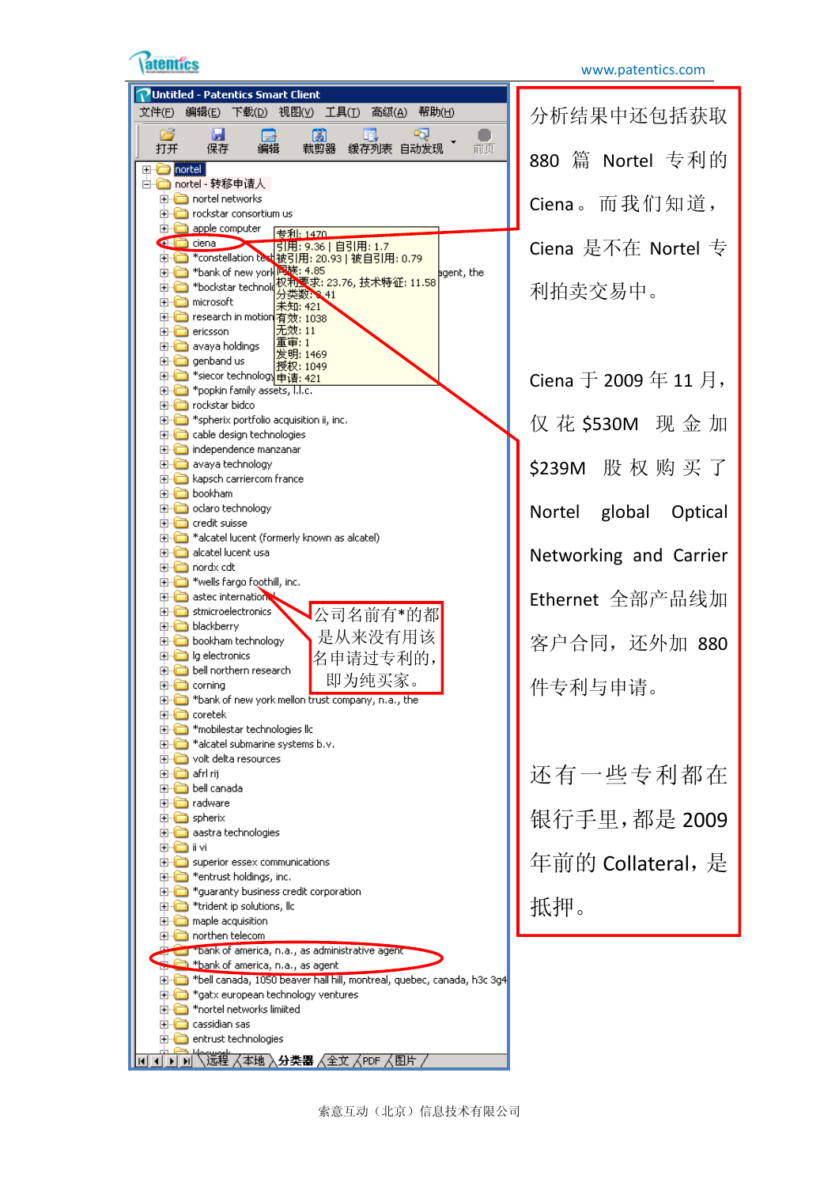Untitled - Patentics Smart Client

文件(F) 编辑(E) 下载(D) 视图(V) 工具(T) 高级(A) 帮助(H)

打开 保存 编辑 裁剪器 缓存列表 自动发现 前页

- nortel
- nortel - 转移申请人
  - nortel networks
  - rockstar consortium us
  - apple computer
  - ciena
  - *constellation tech...
  - *bank of new york ... agent, the
  - *bockstar technol...
  - microsoft
  - research in motion
  - ericsson
  - avaya holdings
  - genband us
  - *siecor technology
  - *popkin family assets, l.l.c.
  - rockstar bidco
  - *spherix portfolio acquisition ii, inc.
  - cable design technologies
  - independence manzanar
  - avaya technology
  - kapsch carriercom france
  - bookham
  - oclaro technology
  - credit suisse
  - *alcatel lucent (formerly known as alcatel)
  - alcatel lucent usa
  - nordx cdt
  - *wells fargo foothill, inc.
  - astec international
  - stmicroelectronics
  - blackberry
  - bookham technology
  - lg electronics
  - bell northern research
  - corning
  - *bank of new york mellon trust company, n.a., the
  - coretek
  - *mobilestar technologies llc
  - *alcatel submarine systems b.v.
  - volt delta resources
  - afrl rij
  - bell canada
  - radware
  - spherix
  - aastra technologies
  - ii vi
  - superior essex communications
  - *entrust holdings, inc.
  - *guaranty business credit corporation
  - *trident ip solutions, llc
  - maple acquisition
  - northen telecom
  - *bank of america, n.a., as administrative agent
  - *bank of america, n.a., as agent
  - *bell canada, 1050 beaver hall hill, montreal, quebec, canada, h3c 3g4
  - *gatx european technology ventures
  - *nortel networks limited
  - cassidian sas
  - entrust technologies

远程 本地 分类器 全文 PDF 图片

专利: 1470
引用: 9.36 | 自引用: 1.7
被引用: 20.93 | 被自引用: 0.79
同族: 4.85
权利要求: 23.76, 技术特征: 11.58
分类数: 3.41
未知: 421
有效: 1038
无效: 11
重审: 1
发明: 1469
授权: 1049
申请: 421

公司名前有*的都是从来没有用该名申请过专利的，即为纯买家。

分析结果中还包括获取 880 篇 Nortel 专利的 Ciena。而我们知道，Ciena 是不在 Nortel 专利拍卖交易中。

Ciena 于 2009 年 11 月，仅花 $530M 现金加 $239M 股权购买了 Nortel global Optical Networking and Carrier Ethernet 全部产品线加客户合同，还外加 880 件专利与申请。

还有一些专利都在银行手里，都是 2009 年前的 Collateral，是抵押。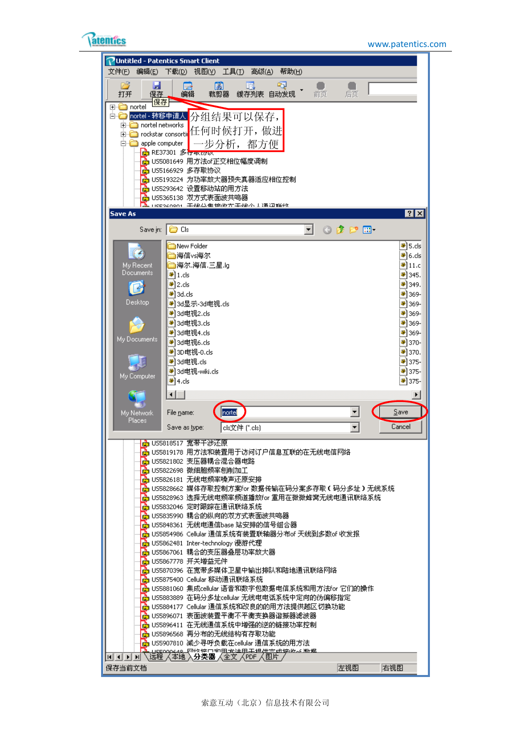Untitled - Patentics Smart Client

文件(F) 编辑(E) 下载(D) 视图(V) 工具(T) 高级(A) 帮助(H)

打开 保存 编辑 裁剪器 缓存列表 自动发现 前页 后页

保存

分组结果可以保存，任何时候打开，做进一步分析，都方便

- nortel
- nortel - 转移申请人
  - nortel networks
  - rockstar consorti
  - apple computer
    - RE37301 多存取协议
    - US5081649 用方法of正交相位幅度调制
    - US5166929 多存取协议
    - US5193224 为功率放大器预失真器适应相位控制
    - US5293642 设置移动站的用方法
    - US5365138 双方式表面波共鸣器

Save As

Save in: Cls

New Folder
海信vs海尔
海尔.海信.三星.lg
1.cls
2.cls
3d.cls
3d显示-3d电视.cls
3d电视2.cls
3d电视3.cls
3d电视4.cls
3d电视6.cls
3D电视-0.cls
3d电视.cls
3d电视-wiki.cls
4.cls

5.cls
6.cls
11.c
345.
349.
369-
369-
369-
369-
369-
370-
370.
375-
375-
375-

My Recent Documents
Desktop
My Documents
My Computer
My Network Places

File name: nortel
Save as type: cls文件 (*.cls)

Save
Cancel

- US5818517 宽带干涉还原
- US5819178 用方法和装置用于访问订户信息互联的在无线电信网络
- US5821802 变压器耦合混合器电路
- US5822698 微细胞频率刨削加工
- US5826181 无线电频率噪声还原安排
- US5828662 媒体存取控制方案for 数据传输在码分案多存取(码分多址)无线系统
- US5828963 选择无线电频率频道播放for 重用在微微蜂窝无线电通讯联络系统
- US5832046 定时跟踪在通讯联络系统
- US5835990 耦合的纵向的双方式表面波共鸣器
- US5848361 无线电通信base 站安排的信号组合器
- US5854986 Cellular 通信系统有装置联轴器分布of 天线到多数of 收发报
- US5862481 Inter-technology 漫游代理
- US5867061 耦合的变压器叠层功率放大器
- US5867778 开关增益元件
- US5870396 在宽带多媒体卫星中输出排队和陆地通讯联络网络
- US5875400 Cellular 移动通讯联络系统
- US5881060 集成cellular 语音和数字包数据电信系统和用方法for 它们的操作
- US5883889 在码分多址cellular 无线电电话系统中定向的伪偏移指定
- US5884177 Cellular 通信系统和改良的的用方法提供越区切换功能
- US5896071 表面波装置平衡不平衡变换器谐振器滤波器
- US5896411 在无线通信系统中增强的逆的链接功率控制
- US5896568 再分布的无线结构有存取功能
- US5907810 减少寻呼负载在cellular 通信系统的用方法

远程 本地 分类器 全文 PDF 图片

保存当前文档 左视图 右视图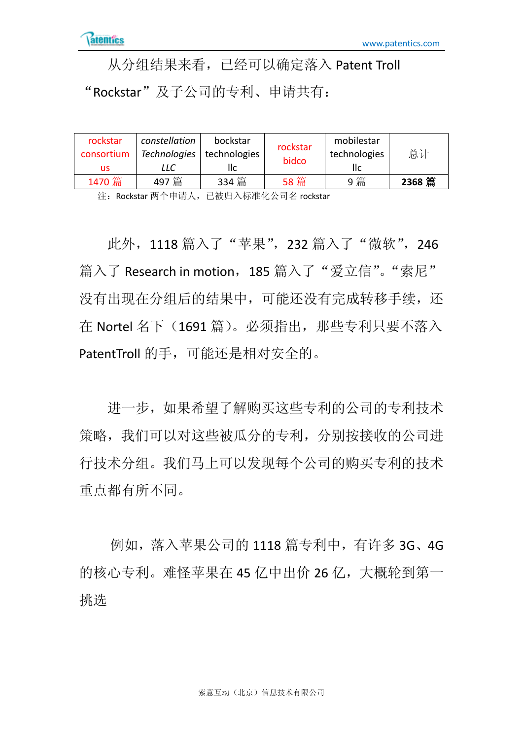从分组结果来看，已经可以确定落入 Patent Troll “Rockstar”及子公司的专利、申请共有：

| rockstar consortium us | *constellation Technologies LLC* | bockstar technologies llc | rockstar bidco | mobilestar technologies llc | 总计 |
|---|---|---|---|---|---|
| 1470 篇 | 497 篇 | 334 篇 | 58 篇 | 9 篇 | **2368 篇** |

注：Rockstar 两个申请人，已被归入标准化公司名 rockstar

此外，1118 篇入了“苹果”，232 篇入了“微软”，246 篇入了 Research in motion，185 篇入了“爱立信”。“索尼”没有出现在分组后的结果中，可能还没有完成转移手续，还在 Nortel 名下（1691 篇）。必须指出，那些专利只要不落入 PatentTroll 的手，可能还是相对安全的。

进一步，如果希望了解购买这些专利的公司的专利技术策略，我们可以对这些被瓜分的专利，分别按接收的公司进行技术分组。我们马上可以发现每个公司的购买专利的技术重点都有所不同。

例如，落入苹果公司的 1118 篇专利中，有许多 3G、4G 的核心专利。难怪苹果在 45 亿中出价 26 亿，大概轮到第一挑选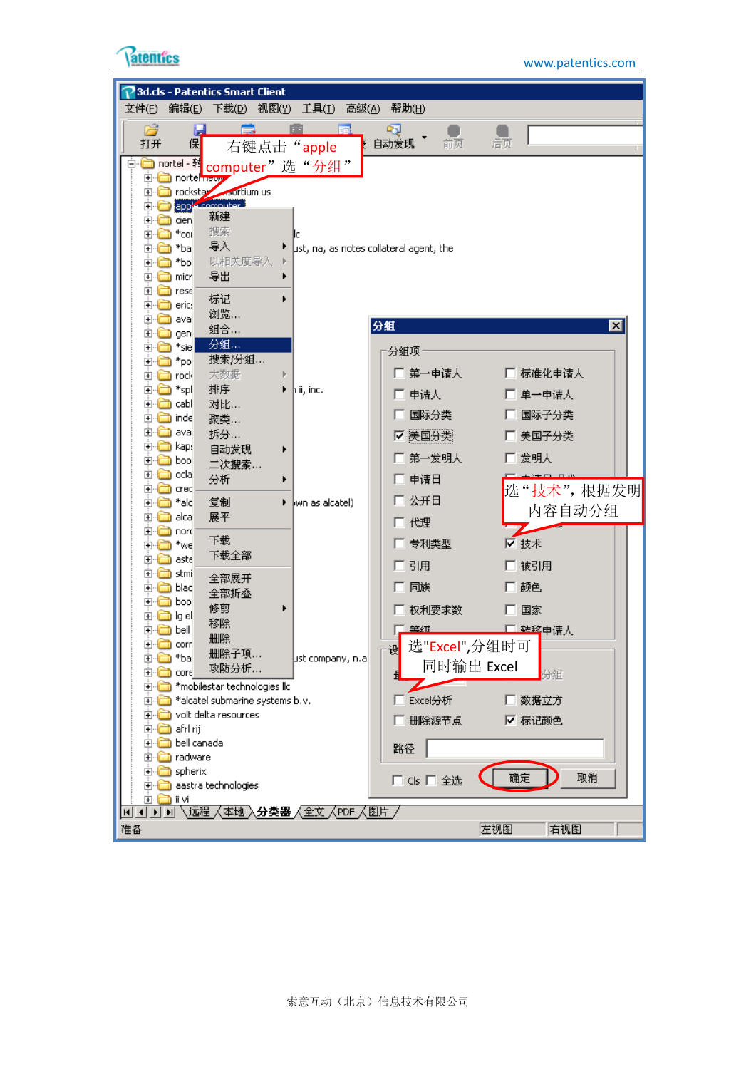右键点击“apple computer”选“分组”

选“技术”，根据发明内容自动分组

选"Excel",分组时可同时输出 Excel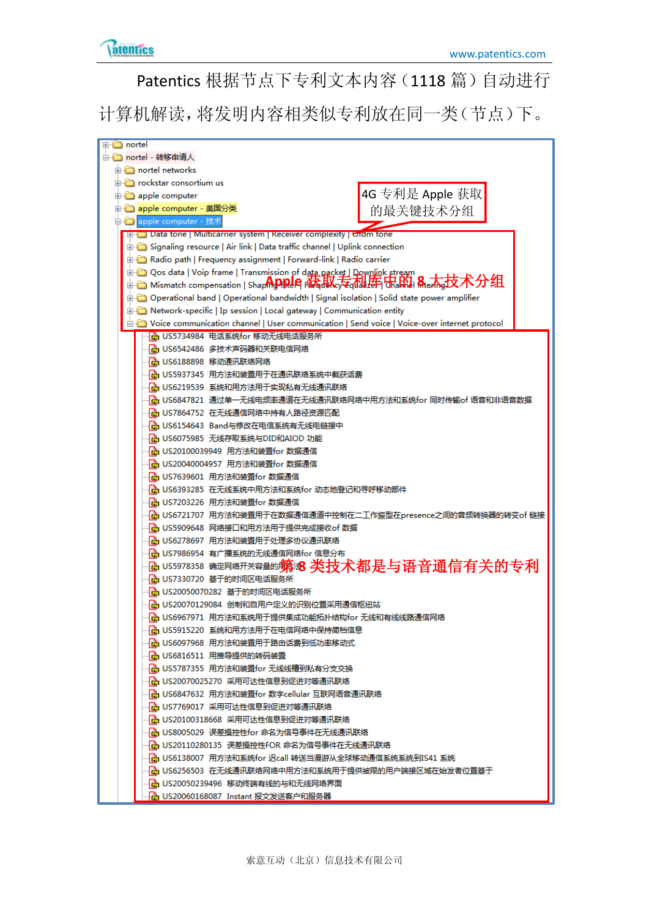Patentics 根据节点下专利文本内容（1118 篇）自动进行计算机解读，将发明内容相类似专利放在同一类（节点）下。

- nortel
- nortel - 转移申请人
  - nortel networks
  - rockstar consortium us
  - apple computer
  - apple computer - 美国分类
  - apple computer - 技术
    - Data tone | Multicarrier system | Receiver complexity | Ofdm tone
    - Signaling resource | Air link | Data traffic channel | Uplink connection
    - Radio path | Frequency assignment | Forward-link | Radio carrier
    - Qos data | Voip frame | Transmission of data packet | Downlink stream
    - Mismatch compensation | Shaping filter | Frequency equalizer | Channel filtering
    - Operational band | Operational bandwidth | Signal isolation | Solid state power amplifier
    - Network-specific | Ip session | Local gateway | Communication entity
    - Voice communication channel | User communication | Send voice | Voice-over internet protocol
      - US5734984 电话系统for 移动无线电话服务所
      - US6542486 多技术声码器和关联电信网络
      - US6188898 移动通讯联络网络
      - US5937345 用方法和装置用于在通讯联络系统中截获话费
      - US6219539 系统和用方法用于实现私有无线通讯联络
      - US6847821 通过单一无线电频率通道在无线通讯联络网络中用方法和系统for 同时传输of 语音和非语音数据
      - US7864752 在无线通信网络中持有人路径资源匹配
      - US6154643 Band与修改在电信系统有无线电链接中
      - US6075985 无线存取系统与DID和AIOD 功能
      - US20100039949 用方法和装置for 数据通信
      - US20040004957 用方法和装置for 数据通信
      - US7639601 用方法和装置for 数据通信
      - US6393285 在无线系统中用方法和系统for 动态地登记和寻呼移动部件
      - US7203226 用方法和装置for 数据通信
      - US6721707 用方法和装置用于在数据通信通道中控制在二工作振型在presence之间的音频转换器的转变of 链接
      - US5909648 网络接口和用方法用于提供完成接收of 数据
      - US6278697 用方法和装置用于处理多协议通讯联络
      - US7986954 有广播系统的无线通信网络for 信息分布
      - US5978358 确定网络开关容量的用方法
      - US7330720 基于的时间区电话服务所
      - US20050070282 基于的时间区电话服务所
      - US20070129084 创制和自用户定义的识别位置采用通信枢纽站
      - US6967971 用方法和系统用于提供集成功能拓扑结构for 无线和有线线路通信网络
      - US5915220 系统和用方法用于在电信网络中保持简档信息
      - US6097968 用方法和装置用于路由话费到低功率移动式
      - US6816511 用推导提供的转码装置
      - US5787355 用方法和装置for 无线线槽到私有分支交换
      - US20070025270 采用可达性信息到促进对等通讯联络
      - US6847632 用方法和装置for 数字cellular 互联网语音通讯联络
      - US7769017 采用可达性信息到促进对等通讯联络
      - US20100318668 采用可达性信息到促进对等通讯联络
      - US8005029 误差操控性for 命名为信号事件在无线通讯联络
      - US20110280135 误差操控性FOR 命名为信号事件在无线通讯联络
      - US6138007 用方法和系统for 迟call 转送当漫游从全球移动通信系统系统到IS41 系统
      - US6256503 在无线通讯联络网络中用方法和系统用于提供被限的用户端接区域在始发者位置基于
      - US20050239496 移动终端有线的与和无线网络界面
      - US20060168087 Instant 报文发送客户和服务器

4G 专利是 Apple 获取的最关键技术分组

Apple 获取专利库中的 8 大技术分组

第 8 类技术都是与语音通信有关的专利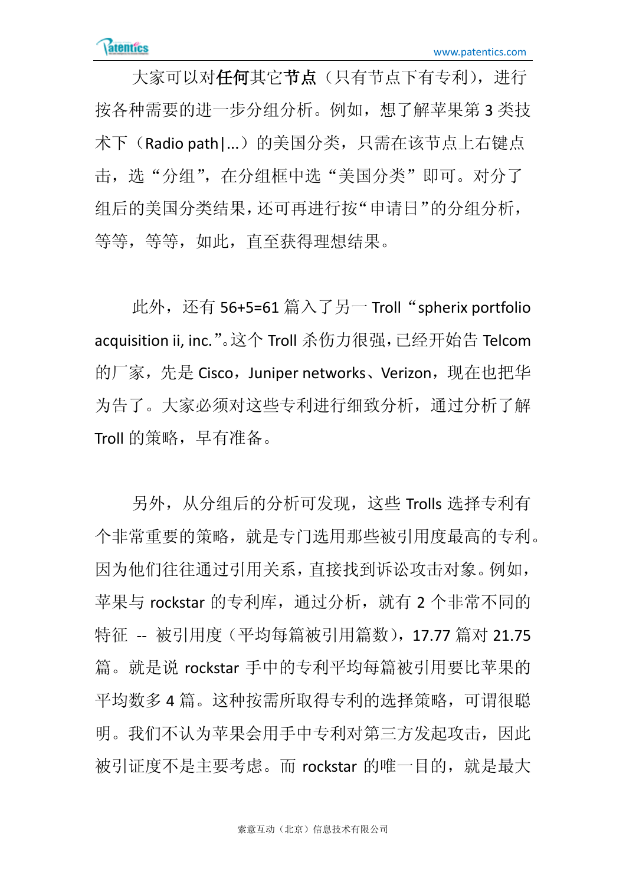大家可以对**任何**其它**节点**（只有节点下有专利），进行按各种需要的进一步分组分析。例如，想了解苹果第 3 类技术下（Radio path|...）的美国分类，只需在该节点上右键点击，选“分组”，在分组框中选“美国分类”即可。对分了组后的美国分类结果，还可再进行按“申请日”的分组分析，等等，等等，如此，直至获得理想结果。

此外，还有 56+5=61 篇入了另一 Troll “spherix portfolio acquisition ii, inc.”。这个 Troll 杀伤力很强，已经开始告 Telcom 的厂家，先是 Cisco，Juniper networks、Verizon，现在也把华为告了。大家必须对这些专利进行细致分析，通过分析了解 Troll 的策略，早有准备。

另外，从分组后的分析可发现，这些 Trolls 选择专利有个非常重要的策略，就是专门选用那些被引用度最高的专利。因为他们往往通过引用关系，直接找到诉讼攻击对象。例如，苹果与 rockstar 的专利库，通过分析，就有 2 个非常不同的特征 -- 被引用度（平均每篇被引用篇数），17.77 篇对 21.75 篇。就是说 rockstar 手中的专利平均每篇被引用要比苹果的平均数多 4 篇。这种按需所取得专利的选择策略，可谓很聪明。我们不认为苹果会用手中专利对第三方发起攻击，因此被引证度不是主要考虑。而 rockstar 的唯一目的，就是最大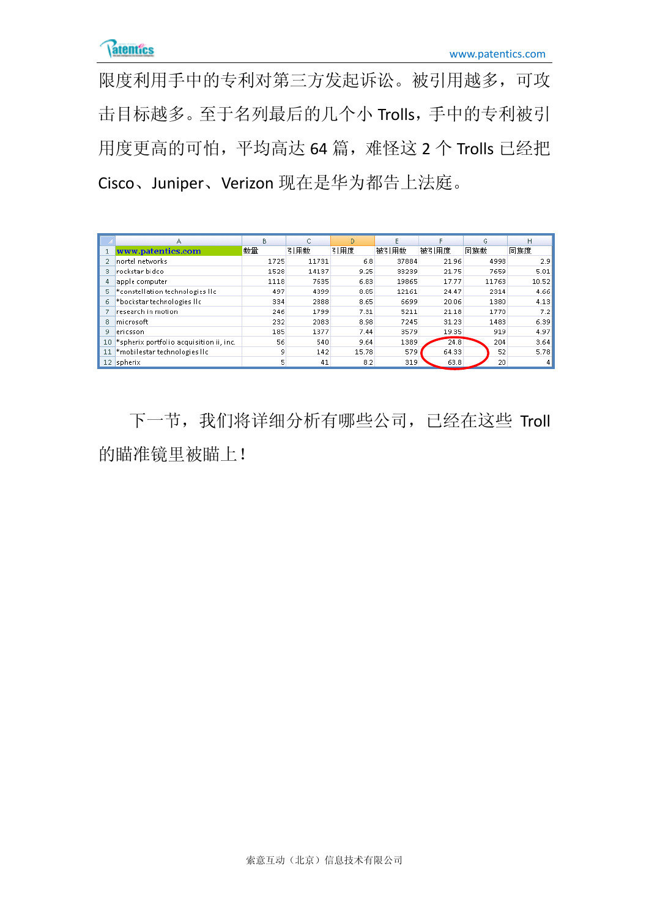限度利用手中的专利对第三方发起诉讼。被引用越多，可攻击目标越多。至于名列最后的几个小 Trolls，手中的专利被引用度更高的可怕，平均高达 64 篇，难怪这 2 个 Trolls 已经把 Cisco、Juniper、Verizon 现在是华为都告上法庭。

| www.patentics.com | 数量 | 引用数 | 引用度 | 被引用数 | 被引用度 | 同族数 | 同族度 |
|---|---|---|---|---|---|---|---|
| nortel networks | 1725 | 11731 | 6.8 | 37884 | 21.96 | 4998 | 2.9 |
| rockstar bidco | 1528 | 14137 | 9.25 | 33239 | 21.75 | 7659 | 5.01 |
| apple computer | 1118 | 7635 | 6.83 | 19865 | 17.77 | 11763 | 10.52 |
| *constellation technologies llc | 497 | 4399 | 8.85 | 12161 | 24.47 | 2314 | 4.66 |
| *bockstar technologies llc | 334 | 2888 | 8.65 | 6699 | 20.06 | 1380 | 4.13 |
| research in motion | 246 | 1799 | 7.31 | 5211 | 21.18 | 1770 | 7.2 |
| microsoft | 232 | 2083 | 8.98 | 7245 | 31.23 | 1483 | 6.39 |
| ericsson | 185 | 1377 | 7.44 | 3579 | 19.35 | 919 | 4.97 |
| *spherix portfolio acquisition ii, inc. | 56 | 540 | 9.64 | 1389 | 24.8 | 204 | 3.64 |
| *mobilestar technologies llc | 9 | 142 | 15.78 | 579 | 64.33 | 52 | 5.78 |
| spherix | 5 | 41 | 8.2 | 319 | 63.8 | 20 | 4 |

下一节，我们将详细分析有哪些公司，已经在这些 Troll 的瞄准镜里被瞄上！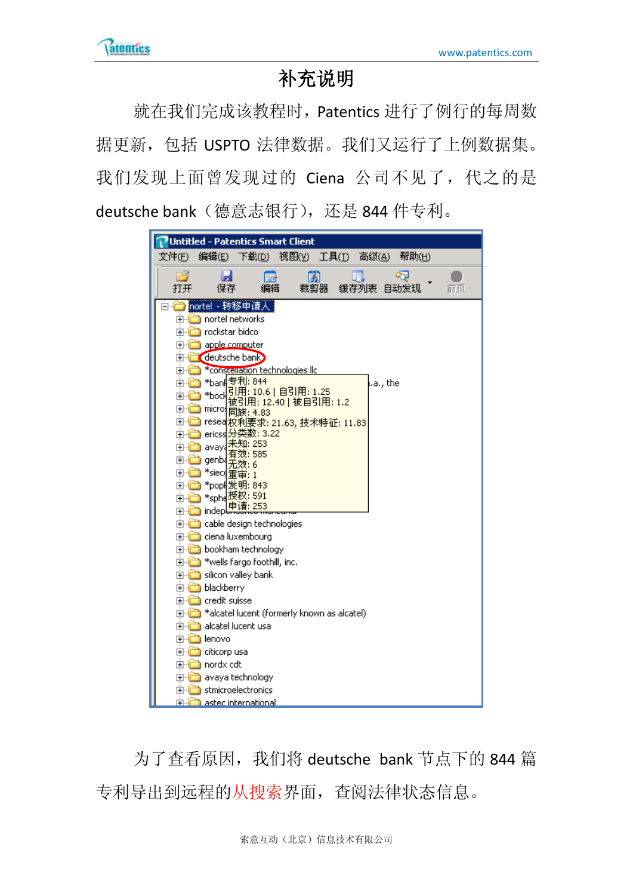# 补充说明

就在我们完成该教程时，Patentics 进行了例行的每周数据更新，包括 USPTO 法律数据。我们又运行了上例数据集。我们发现上面曾发现过的 Ciena 公司不见了，代之的是 deutsche bank（德意志银行），还是 844 件专利。

为了查看原因，我们将 deutsche bank 节点下的 844 篇专利导出到远程的从搜索界面，查阅法律状态信息。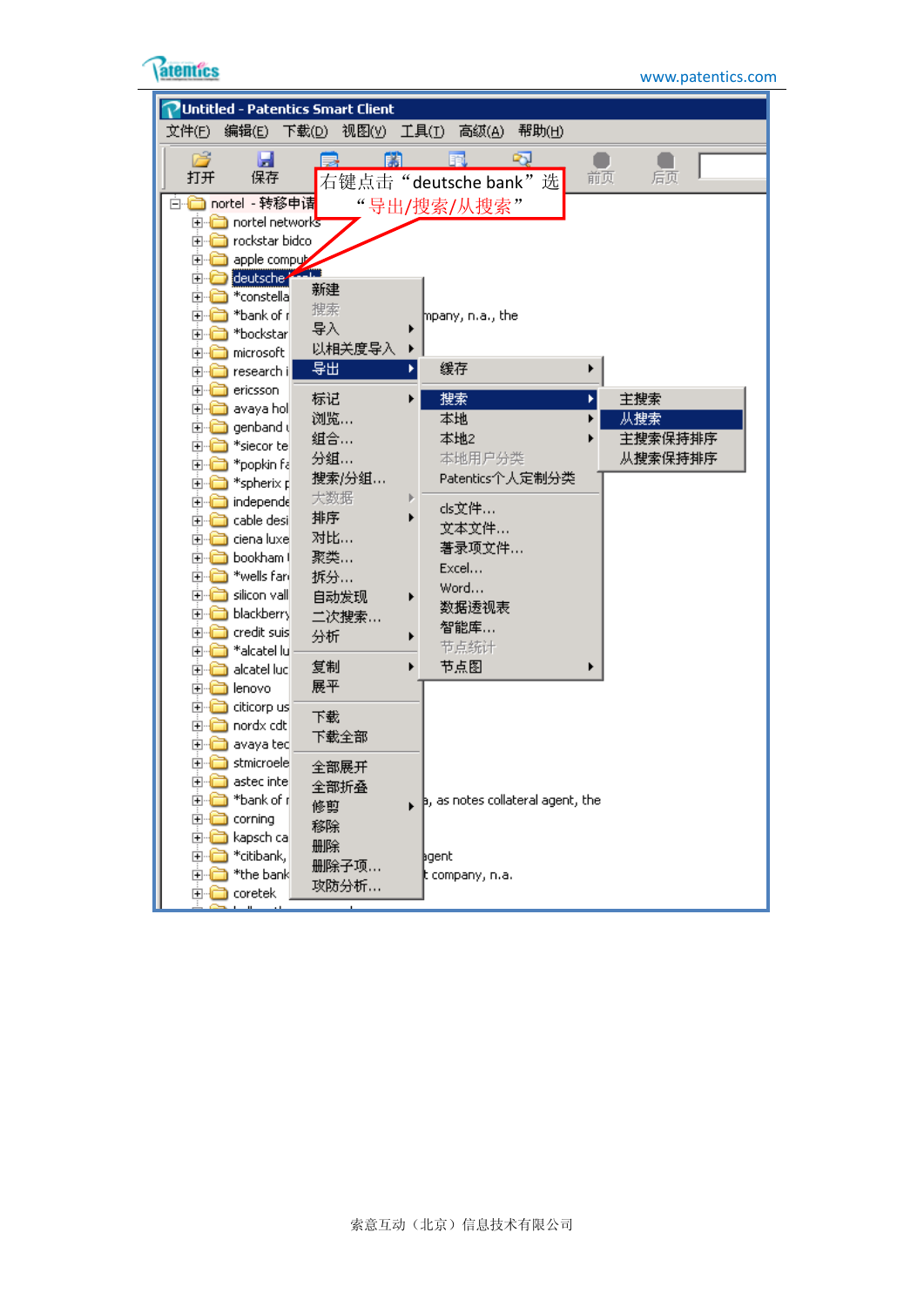右键点击“deutsche bank”选“导出/搜索/从搜索”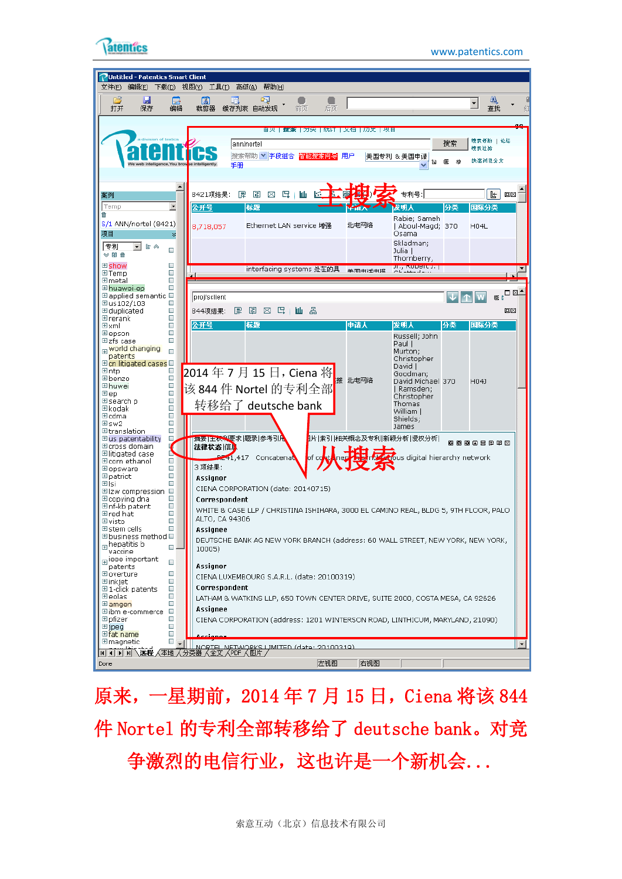**Patentics Smart Client**

主搜索

8421项结果：

| 公开号 | 标题 | 申请人 | 发明人 | 分类 | 国际分类 |
|---|---|---|---|---|---|
| 8,718,057 | Ethernet LAN service 增强 | 北电网络 | Rabie; Sameh \| Abou-Magd; Osama | 370 | H04L |

从搜索

proj:sclient

844项结果：

| 公开号 | 标题 | 申请人 | 发明人 | 分类 | 国际分类 |
|---|---|---|---|---|---|
| | | 北电网络 | Russell; John Paul \| Murton; Christopher David \| Goodman; David Michael \| Ramsden; Christopher Thomas William \| Shields; James | 370 | H04J |

2014 年 7 月 15 日，Ciena 将该 844 件 Nortel 的专利全部转移给了 deutsche bank

RE41,417 Concatenation of containers in synchronous digital hierarchy network

3 项结果：

**Assignor**

CIENA CORPORATION (date: 20140715)

**Correspondent**

WHITE & CASE LLP / CHRISTINA ISHIHARA, 3000 EL CAMINO REAL, BLDG 5, 9TH FLOOR, PALO ALTO, CA 94306

**Assignee**

DEUTSCHE BANK AG NEW YORK BRANCH (address: 60 WALL STREET, NEW YORK, NEW YORK, 10005)

**Assignor**

CIENA LUXEMBOURG S.A.R.L. (date: 20100319)

**Correspondent**

LATHAM & WATKINS LLP, 650 TOWN CENTER DRIVE, SUITE 2000, COSTA MESA, CA 92626

**Assignee**

CIENA CORPORATION (address: 1201 WINTERSON ROAD, LINTHICUM, MARYLAND, 21090)

**Assignor**

NORTEL NETWORKS LIMITED (date: 20100319)

原来，一星期前，2014 年 7 月 15 日，Ciena 将该 844 件 Nortel 的专利全部转移给了 deutsche bank。对竞争激烈的电信行业，这也许是一个新机会...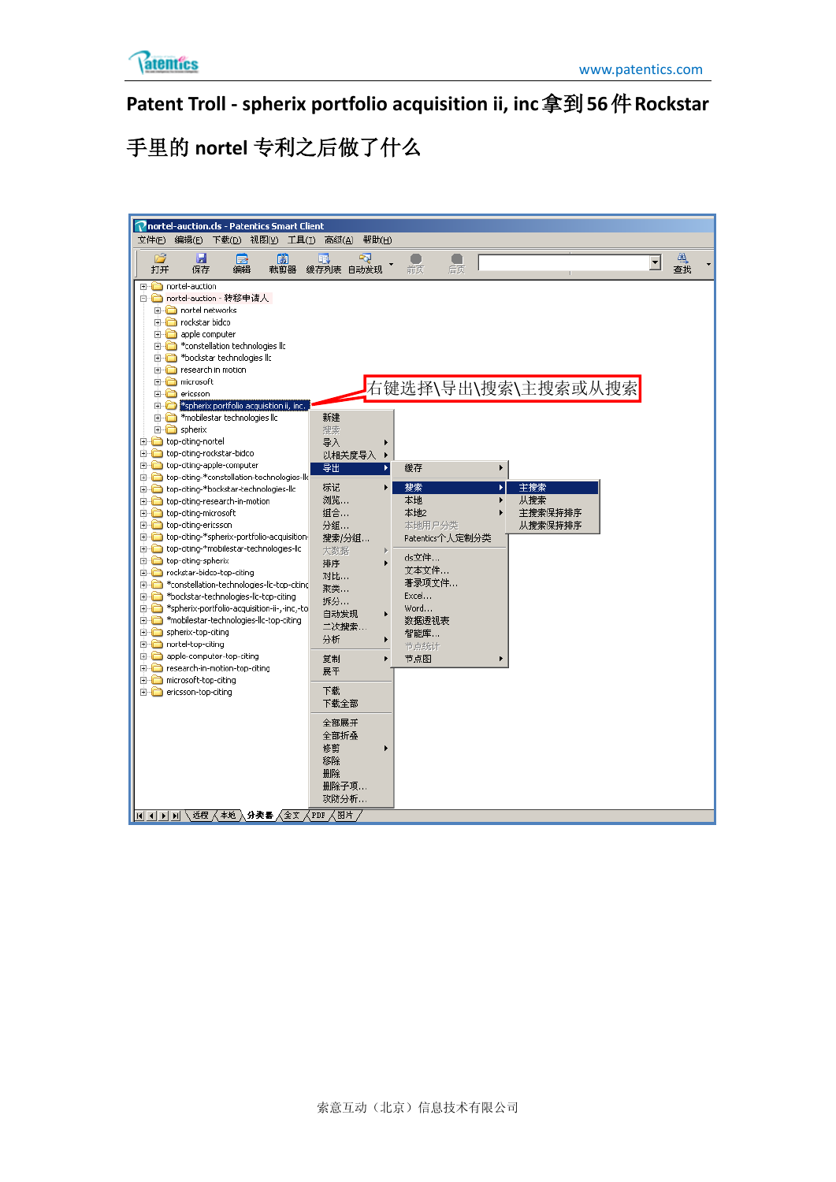# Patent Troll - spherix portfolio acquisition ii, inc 拿到 56 件 Rockstar 手里的 nortel 专利之后做了什么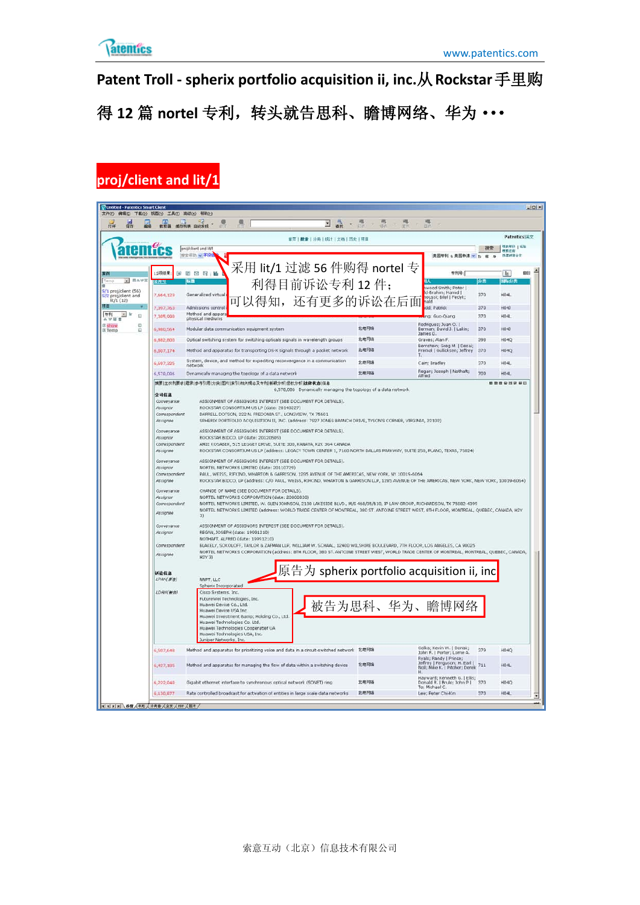# Patent Troll - spherix portfolio acquisition ii, inc.从 Rockstar 手里购得 12 篇 nortel 专利，转头就告思科、瞻博网络、华为…

**proj/client and lit/1**

采用 lit/1 过滤 56 件购得 nortel 专利目前诉讼专利 12 件；

可以得知，还有更多的诉讼在后面

原告为 spherix portfolio acquisition ii, inc

被告为思科、华为、瞻博网络